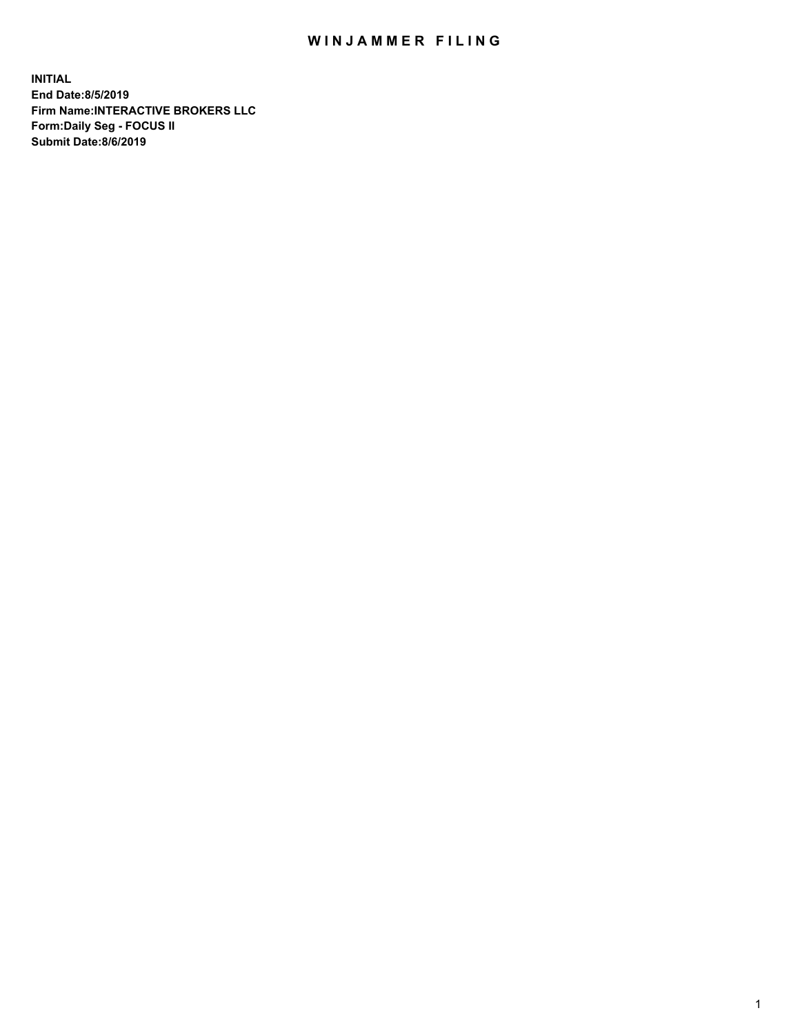# WINJAMMER FILING

**INITIAL**
**End Date:8/5/2019**
**Firm Name:INTERACTIVE BROKERS LLC**
**Form:Daily Seg - FOCUS II**
**Submit Date:8/6/2019**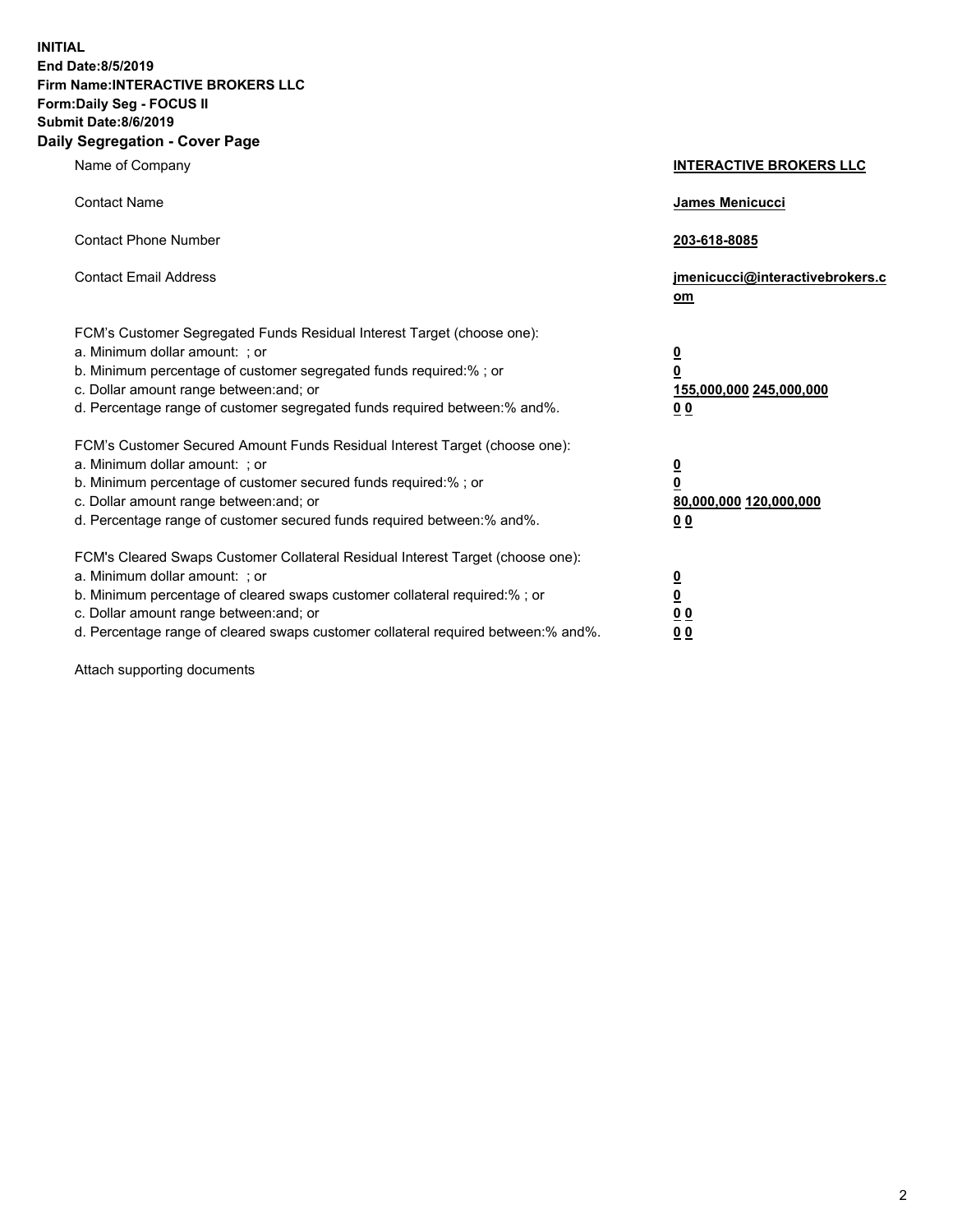**INITIAL**
**End Date:8/5/2019**
**Firm Name:INTERACTIVE BROKERS LLC**
**Form:Daily Seg - FOCUS II**
**Submit Date:8/6/2019**
**Daily Segregation - Cover Page**

| | |
|---|---|
| Name of Company | **INTERACTIVE BROKERS LLC** |
| Contact Name | **James Menicucci** |
| Contact Phone Number | **203-618-8085** |
| Contact Email Address | **jmenicucci@interactivebrokers.com** |
| FCM's Customer Segregated Funds Residual Interest Target (choose one): | |
| a. Minimum dollar amount: ; or | **0** |
| b. Minimum percentage of customer segregated funds required:% ; or | **0** |
| c. Dollar amount range between:and; or | **155,000,000 245,000,000** |
| d. Percentage range of customer segregated funds required between:% and%. | **0 0** |
| FCM's Customer Secured Amount Funds Residual Interest Target (choose one): | |
| a. Minimum dollar amount: ; or | **0** |
| b. Minimum percentage of customer secured funds required:% ; or | **0** |
| c. Dollar amount range between:and; or | **80,000,000 120,000,000** |
| d. Percentage range of customer secured funds required between:% and%. | **0 0** |
| FCM's Cleared Swaps Customer Collateral Residual Interest Target (choose one): | |
| a. Minimum dollar amount: ; or | **0** |
| b. Minimum percentage of cleared swaps customer collateral required:% ; or | **0** |
| c. Dollar amount range between:and; or | **0 0** |
| d. Percentage range of cleared swaps customer collateral required between:% and%. | **0 0** |

Attach supporting documents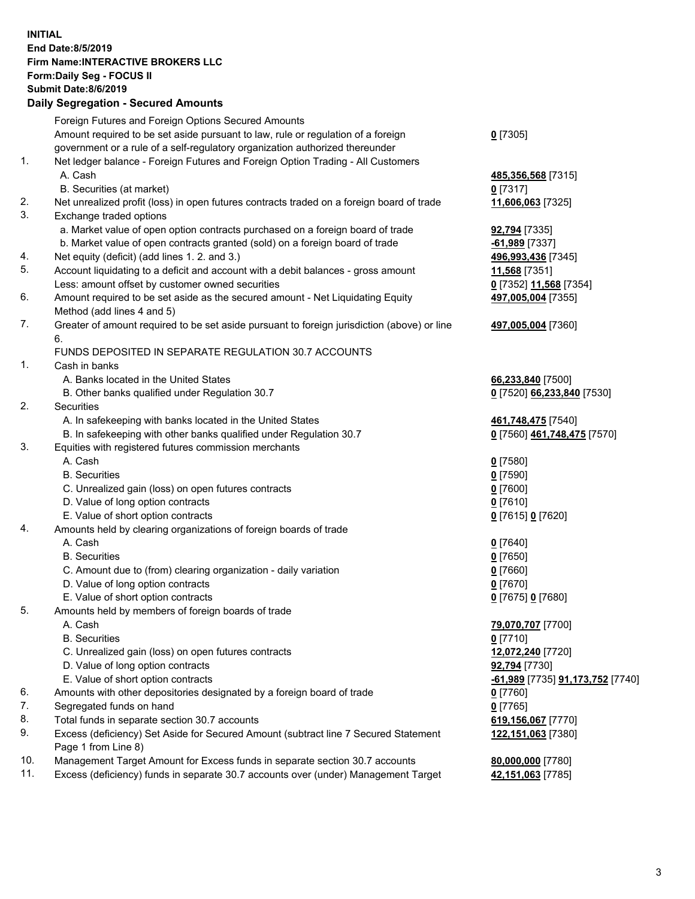**INITIAL**
**End Date:8/5/2019**
**Firm Name:INTERACTIVE BROKERS LLC**
**Form:Daily Seg - FOCUS II**
**Submit Date:8/6/2019**

## Daily Segregation - Secured Amounts

| | | |
|---|---|---|
| | Foreign Futures and Foreign Options Secured Amounts | |
| | Amount required to be set aside pursuant to law, rule or regulation of a foreign government or a rule of a self-regulatory organization authorized thereunder | **0** [7305] |
| 1. | Net ledger balance - Foreign Futures and Foreign Option Trading - All Customers | |
| | A. Cash | **485,356,568** [7315] |
| | B. Securities (at market) | **0** [7317] |
| 2. | Net unrealized profit (loss) in open futures contracts traded on a foreign board of trade | **11,606,063** [7325] |
| 3. | Exchange traded options | |
| | a. Market value of open option contracts purchased on a foreign board of trade | **92,794** [7335] |
| | b. Market value of open contracts granted (sold) on a foreign board of trade | **-61,989** [7337] |
| 4. | Net equity (deficit) (add lines 1. 2. and 3.) | **496,993,436** [7345] |
| 5. | Account liquidating to a deficit and account with a debit balances - gross amount | **11,568** [7351] |
| | Less: amount offset by customer owned securities | **0** [7352] **11,568** [7354] |
| 6. | Amount required to be set aside as the secured amount - Net Liquidating Equity Method (add lines 4 and 5) | **497,005,004** [7355] |
| 7. | Greater of amount required to be set aside pursuant to foreign jurisdiction (above) or line 6. | **497,005,004** [7360] |
| | FUNDS DEPOSITED IN SEPARATE REGULATION 30.7 ACCOUNTS | |
| 1. | Cash in banks | |
| | A. Banks located in the United States | **66,233,840** [7500] |
| | B. Other banks qualified under Regulation 30.7 | **0** [7520] **66,233,840** [7530] |
| 2. | Securities | |
| | A. In safekeeping with banks located in the United States | **461,748,475** [7540] |
| | B. In safekeeping with other banks qualified under Regulation 30.7 | **0** [7560] **461,748,475** [7570] |
| 3. | Equities with registered futures commission merchants | |
| | A. Cash | **0** [7580] |
| | B. Securities | **0** [7590] |
| | C. Unrealized gain (loss) on open futures contracts | **0** [7600] |
| | D. Value of long option contracts | **0** [7610] |
| | E. Value of short option contracts | **0** [7615] **0** [7620] |
| 4. | Amounts held by clearing organizations of foreign boards of trade | |
| | A. Cash | **0** [7640] |
| | B. Securities | **0** [7650] |
| | C. Amount due to (from) clearing organization - daily variation | **0** [7660] |
| | D. Value of long option contracts | **0** [7670] |
| | E. Value of short option contracts | **0** [7675] **0** [7680] |
| 5. | Amounts held by members of foreign boards of trade | |
| | A. Cash | **79,070,707** [7700] |
| | B. Securities | **0** [7710] |
| | C. Unrealized gain (loss) on open futures contracts | **12,072,240** [7720] |
| | D. Value of long option contracts | **92,794** [7730] |
| | E. Value of short option contracts | **-61,989** [7735] **91,173,752** [7740] |
| 6. | Amounts with other depositories designated by a foreign board of trade | **0** [7760] |
| 7. | Segregated funds on hand | **0** [7765] |
| 8. | Total funds in separate section 30.7 accounts | **619,156,067** [7770] |
| 9. | Excess (deficiency) Set Aside for Secured Amount (subtract line 7 Secured Statement Page 1 from Line 8) | **122,151,063** [7380] |
| 10. | Management Target Amount for Excess funds in separate section 30.7 accounts | **80,000,000** [7780] |
| 11. | Excess (deficiency) funds in separate 30.7 accounts over (under) Management Target | **42,151,063** [7785] |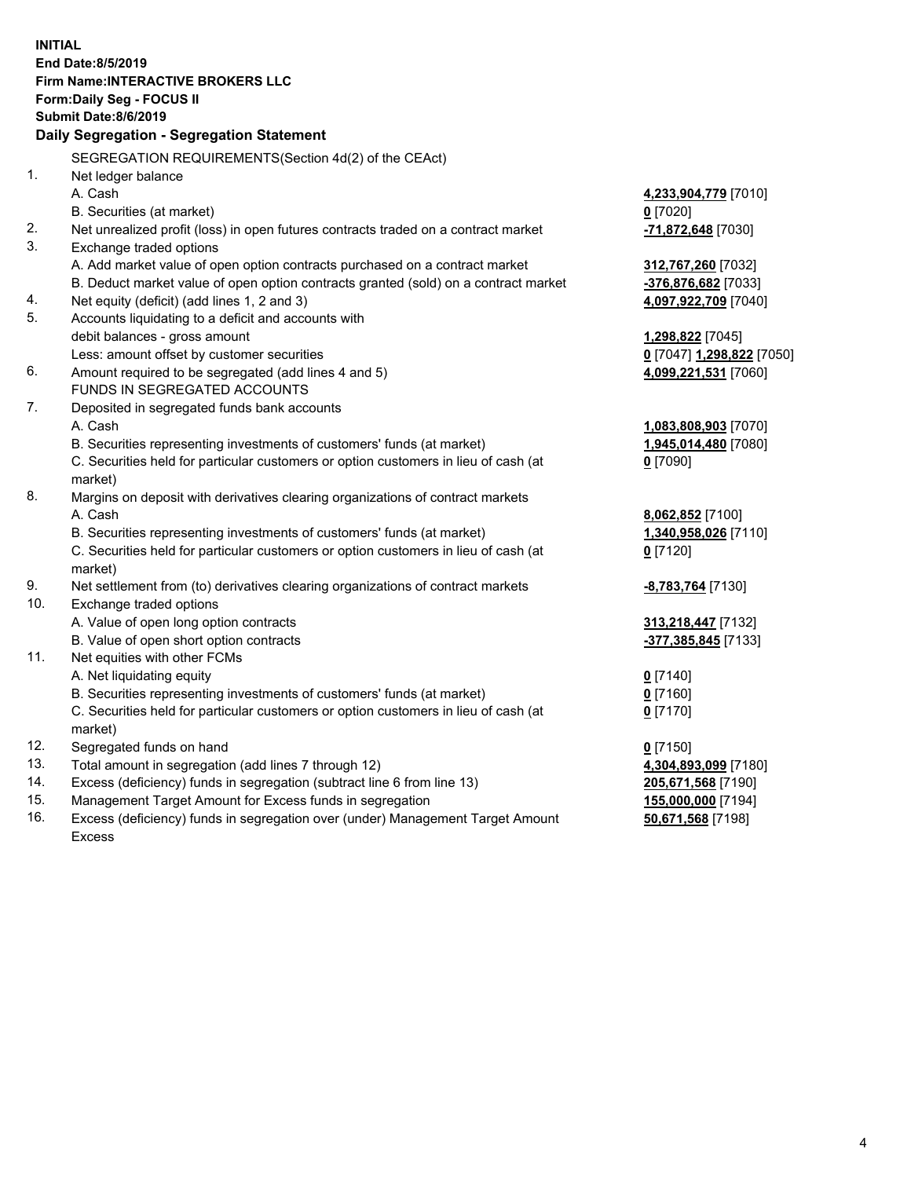**INITIAL**
**End Date:8/5/2019**
**Firm Name:INTERACTIVE BROKERS LLC**
**Form:Daily Seg - FOCUS II**
**Submit Date:8/6/2019**

### Daily Segregation - Segregation Statement

SEGREGATION REQUIREMENTS(Section 4d(2) of the CEAct)

| | | |
|---|---|---|
| 1. | Net ledger balance | |
| | A. Cash | 4,233,904,779 [7010] |
| | B. Securities (at market) | 0 [7020] |
| 2. | Net unrealized profit (loss) in open futures contracts traded on a contract market | -71,872,648 [7030] |
| 3. | Exchange traded options | |
| | A. Add market value of open option contracts purchased on a contract market | 312,767,260 [7032] |
| | B. Deduct market value of open option contracts granted (sold) on a contract market | -376,876,682 [7033] |
| 4. | Net equity (deficit) (add lines 1, 2 and 3) | 4,097,922,709 [7040] |
| 5. | Accounts liquidating to a deficit and accounts with | |
| | debit balances - gross amount | 1,298,822 [7045] |
| | Less: amount offset by customer securities | 0 [7047] 1,298,822 [7050] |
| 6. | Amount required to be segregated (add lines 4 and 5) | 4,099,221,531 [7060] |
| | FUNDS IN SEGREGATED ACCOUNTS | |
| 7. | Deposited in segregated funds bank accounts | |
| | A. Cash | 1,083,808,903 [7070] |
| | B. Securities representing investments of customers' funds (at market) | 1,945,014,480 [7080] |
| | C. Securities held for particular customers or option customers in lieu of cash (at market) | 0 [7090] |
| 8. | Margins on deposit with derivatives clearing organizations of contract markets | |
| | A. Cash | 8,062,852 [7100] |
| | B. Securities representing investments of customers' funds (at market) | 1,340,958,026 [7110] |
| | C. Securities held for particular customers or option customers in lieu of cash (at market) | 0 [7120] |
| 9. | Net settlement from (to) derivatives clearing organizations of contract markets | -8,783,764 [7130] |
| 10. | Exchange traded options | |
| | A. Value of open long option contracts | 313,218,447 [7132] |
| | B. Value of open short option contracts | -377,385,845 [7133] |
| 11. | Net equities with other FCMs | |
| | A. Net liquidating equity | 0 [7140] |
| | B. Securities representing investments of customers' funds (at market) | 0 [7160] |
| | C. Securities held for particular customers or option customers in lieu of cash (at market) | 0 [7170] |
| 12. | Segregated funds on hand | 0 [7150] |
| 13. | Total amount in segregation (add lines 7 through 12) | 4,304,893,099 [7180] |
| 14. | Excess (deficiency) funds in segregation (subtract line 6 from line 13) | 205,671,568 [7190] |
| 15. | Management Target Amount for Excess funds in segregation | 155,000,000 [7194] |
| 16. | Excess (deficiency) funds in segregation over (under) Management Target Amount Excess | 50,671,568 [7198] |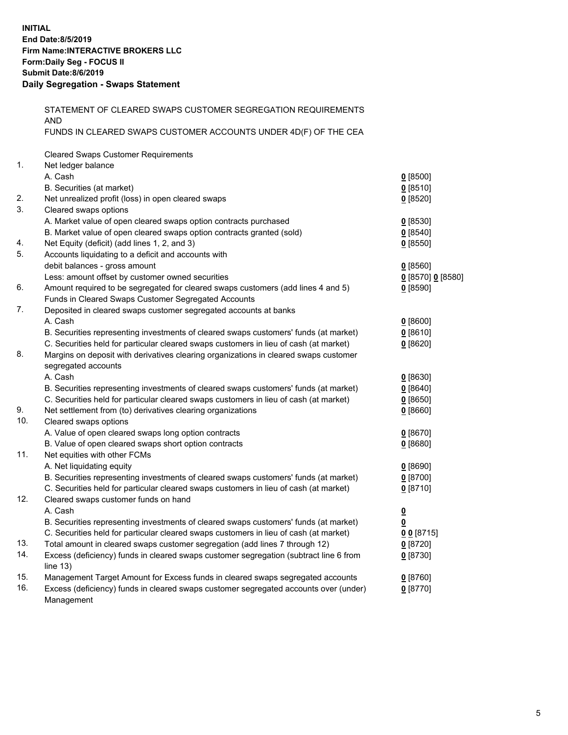**INITIAL**
**End Date:8/5/2019**
**Firm Name:INTERACTIVE BROKERS LLC**
**Form:Daily Seg - FOCUS II**
**Submit Date:8/6/2019**
**Daily Segregation - Swaps Statement**

STATEMENT OF CLEARED SWAPS CUSTOMER SEGREGATION REQUIREMENTS AND FUNDS IN CLEARED SWAPS CUSTOMER ACCOUNTS UNDER 4D(F) OF THE CEA

| | | |
|---|---|---|
| | Cleared Swaps Customer Requirements | |
| 1. | Net ledger balance | |
| | A. Cash | 0 [8500] |
| | B. Securities (at market) | 0 [8510] |
| 2. | Net unrealized profit (loss) in open cleared swaps | 0 [8520] |
| 3. | Cleared swaps options | |
| | A. Market value of open cleared swaps option contracts purchased | 0 [8530] |
| | B. Market value of open cleared swaps option contracts granted (sold) | 0 [8540] |
| 4. | Net Equity (deficit) (add lines 1, 2, and 3) | 0 [8550] |
| 5. | Accounts liquidating to a deficit and accounts with | |
| | debit balances - gross amount | 0 [8560] |
| | Less: amount offset by customer owned securities | 0 [8570] 0 [8580] |
| 6. | Amount required to be segregated for cleared swaps customers (add lines 4 and 5) | 0 [8590] |
| | Funds in Cleared Swaps Customer Segregated Accounts | |
| 7. | Deposited in cleared swaps customer segregated accounts at banks | |
| | A. Cash | 0 [8600] |
| | B. Securities representing investments of cleared swaps customers' funds (at market) | 0 [8610] |
| | C. Securities held for particular cleared swaps customers in lieu of cash (at market) | 0 [8620] |
| 8. | Margins on deposit with derivatives clearing organizations in cleared swaps customer segregated accounts | |
| | A. Cash | 0 [8630] |
| | B. Securities representing investments of cleared swaps customers' funds (at market) | 0 [8640] |
| | C. Securities held for particular cleared swaps customers in lieu of cash (at market) | 0 [8650] |
| 9. | Net settlement from (to) derivatives clearing organizations | 0 [8660] |
| 10. | Cleared swaps options | |
| | A. Value of open cleared swaps long option contracts | 0 [8670] |
| | B. Value of open cleared swaps short option contracts | 0 [8680] |
| 11. | Net equities with other FCMs | |
| | A. Net liquidating equity | 0 [8690] |
| | B. Securities representing investments of cleared swaps customers' funds (at market) | 0 [8700] |
| | C. Securities held for particular cleared swaps customers in lieu of cash (at market) | 0 [8710] |
| 12. | Cleared swaps customer funds on hand | |
| | A. Cash | 0 |
| | B. Securities representing investments of cleared swaps customers' funds (at market) | 0 |
| | C. Securities held for particular cleared swaps customers in lieu of cash (at market) | 0 0 [8715] |
| 13. | Total amount in cleared swaps customer segregation (add lines 7 through 12) | 0 [8720] |
| 14. | Excess (deficiency) funds in cleared swaps customer segregation (subtract line 6 from line 13) | 0 [8730] |
| 15. | Management Target Amount for Excess funds in cleared swaps segregated accounts | 0 [8760] |
| 16. | Excess (deficiency) funds in cleared swaps customer segregated accounts over (under) Management | 0 [8770] |